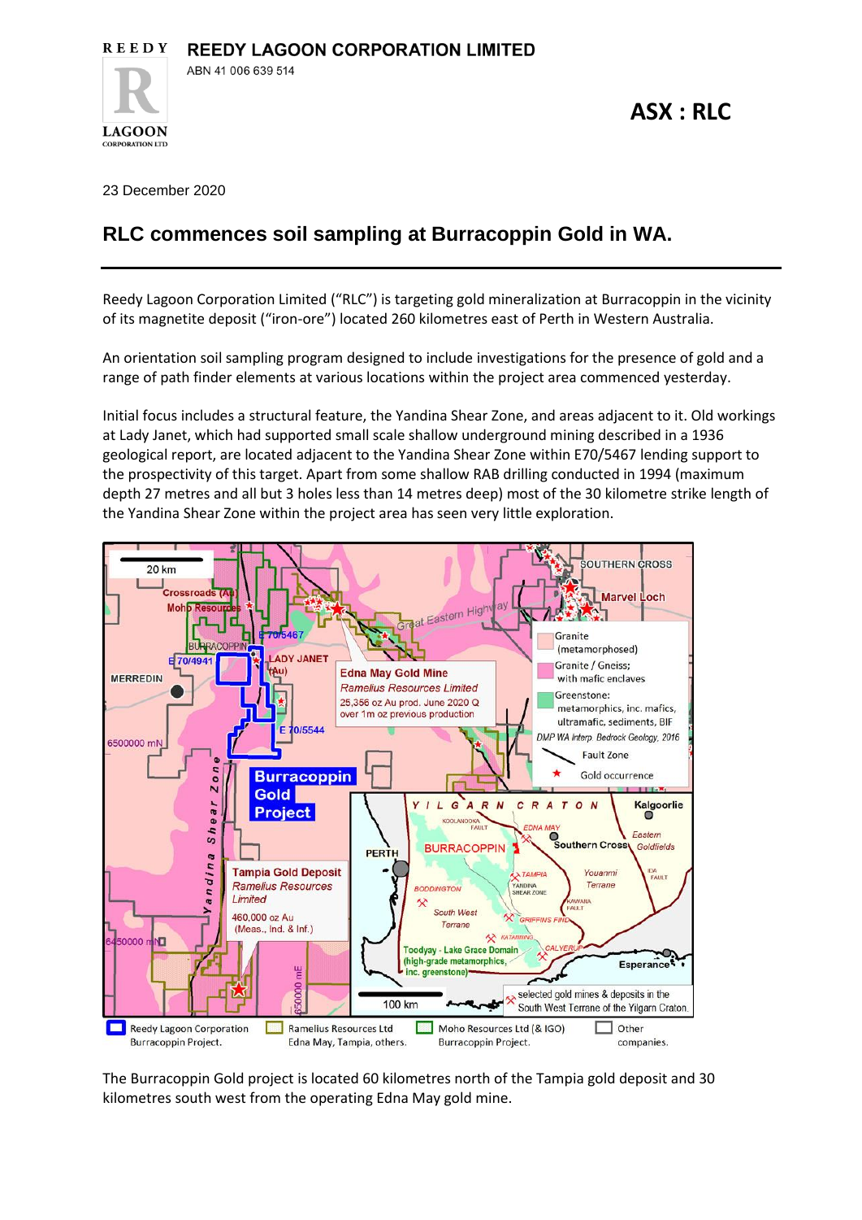# REEDY LAGOON CORPORATION LIMITED

ABN 41 006 639 514

**ASX : RLC**

23 December 2020

## RLC commences soil sampling at Burracoppin Gold in WA.

Reedy Lagoon Corporation Limited ("RLC") is targeting gold mineralization at Burracoppin in the vicinity of its magnetite deposit ("iron-ore") located 260 kilometres east of Perth in Western Australia.

An orientation soil sampling program designed to include investigations for the presence of gold and a range of path finder elements at various locations within the project area commenced yesterday.

Initial focus includes a structural feature, the Yandina Shear Zone, and areas adjacent to it. Old workings at Lady Janet, which had supported small scale shallow underground mining described in a 1936 geological report, are located adjacent to the Yandina Shear Zone within E70/5467 lending support to the prospectivity of this target. Apart from some shallow RAB drilling conducted in 1994 (maximum depth 27 metres and all but 3 holes less than 14 metres deep) most of the 30 kilometre strike length of the Yandina Shear Zone within the project area has seen very little exploration.

20 km
Crossroads (Au)
Moho Resources
E 70/5467
BURRACOPPIN
E 70/4941
LADY JANET (Au)
MERREDIN
Great Eastern Highway
SOUTHERN CROSS
Marvel Loch
Edna May Gold Mine
Ramelius Resources Limited
25,356 oz Au prod. June 2020 Q
over 1m oz previous production
E 70/5544
6500000 mN
Yandina Shear Zone
Burracoppin Gold Project
Tampia Gold Deposit
Ramelius Resources Limited
460,000 oz Au
(Meas., Ind. & Inf.)
6450000 mN
650000 mE
Granite (metamorphosed)
Granite / Gneiss; with mafic enclaves
Greenstone: metamorphics, inc. mafics, ultramafic, sediments, BIF
DMP WA Interp. Bedrock Geology, 2016
Fault Zone
Gold occurrence
YILGARN CRATON
Kalgoorlie
KOOLANOOKA FAULT
EDNA MAY
Southern Cross
Eastern Goldfields
PERTH
BURRACOPPIN
TAMPIA
YANDINA SHEAR ZONE
Youanmi Terrane
IDA FAULT
BODDINGTON
South West Terrane
KAWANA FAULT
GRIFFINS FIND
KATANNING
Toodyay - Lake Grace Domain (high-grade metamorphics, inc. greenstone)
CALYERUP
Esperance
100 km
selected gold mines & deposits in the South West Terrane of the Yilgarn Craton.
Reedy Lagoon Corporation Burracoppin Project.
Ramelius Resources Ltd Edna May, Tampia, others.
Moho Resources Ltd (& IGO) Burracoppin Project.
Other companies.

The Burracoppin Gold project is located 60 kilometres north of the Tampia gold deposit and 30 kilometres south west from the operating Edna May gold mine.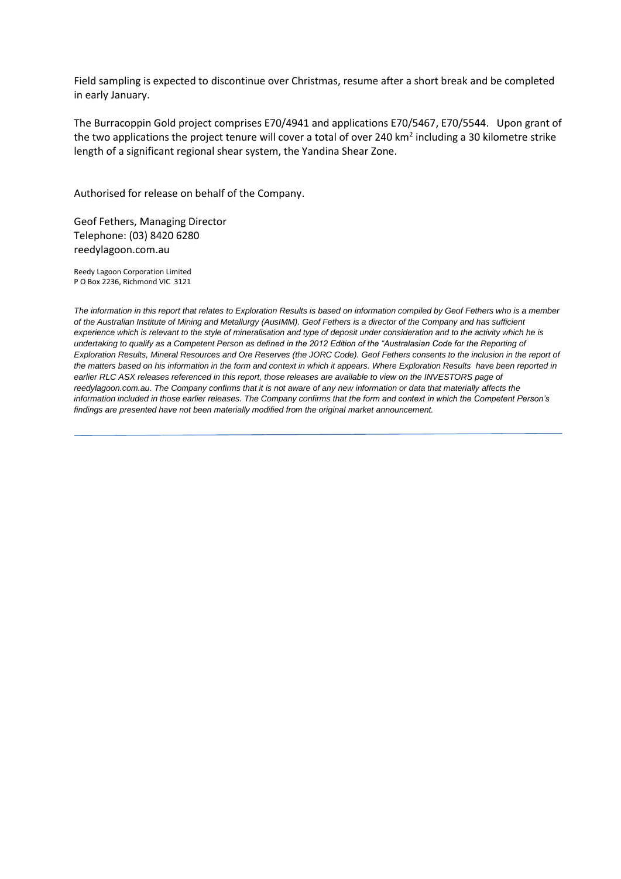Field sampling is expected to discontinue over Christmas, resume after a short break and be completed in early January.

The Burracoppin Gold project comprises E70/4941 and applications E70/5467, E70/5544. Upon grant of the two applications the project tenure will cover a total of over 240 $km^2$ including a 30 kilometre strike length of a significant regional shear system, the Yandina Shear Zone.

Authorised for release on behalf of the Company.

Geof Fethers, Managing Director
Telephone: (03) 8420 6280
reedylagoon.com.au

Reedy Lagoon Corporation Limited
P O Box 2236, Richmond VIC 3121

*The information in this report that relates to Exploration Results is based on information compiled by Geof Fethers who is a member of the Australian Institute of Mining and Metallurgy (AusIMM). Geof Fethers is a director of the Company and has sufficient experience which is relevant to the style of mineralisation and type of deposit under consideration and to the activity which he is undertaking to qualify as a Competent Person as defined in the 2012 Edition of the "Australasian Code for the Reporting of Exploration Results, Mineral Resources and Ore Reserves (the JORC Code). Geof Fethers consents to the inclusion in the report of the matters based on his information in the form and context in which it appears. Where Exploration Results have been reported in earlier RLC ASX releases referenced in this report, those releases are available to view on the INVESTORS page of reedylagoon.com.au. The Company confirms that it is not aware of any new information or data that materially affects the information included in those earlier releases. The Company confirms that the form and context in which the Competent Person's findings are presented have not been materially modified from the original market announcement.*